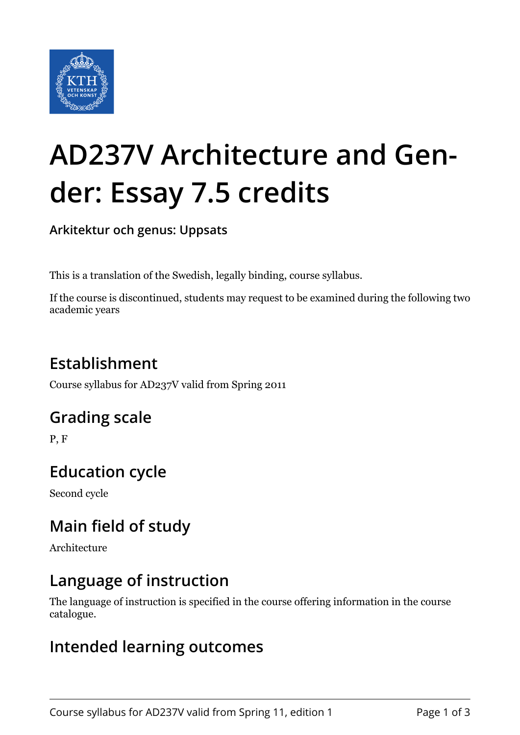# AD237V Architecture and Gender: Essay 7.5 credits

**Arkitektur och genus: Uppsats**

This is a translation of the Swedish, legally binding, course syllabus.

If the course is discontinued, students may request to be examined during the following two academic years

## Establishment

Course syllabus for AD237V valid from Spring 2011

## Grading scale

P, F

## Education cycle

Second cycle

## Main field of study

Architecture

## Language of instruction

The language of instruction is specified in the course offering information in the course catalogue.

## Intended learning outcomes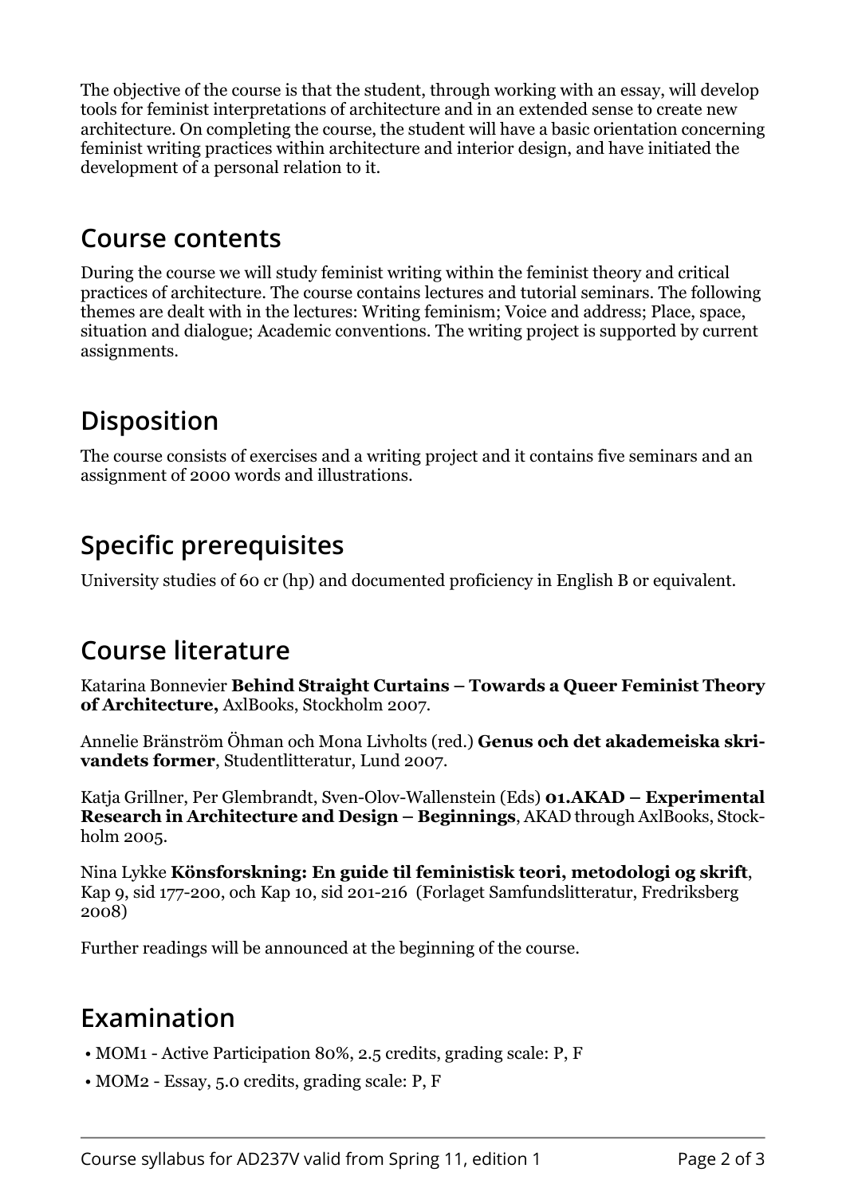The objective of the course is that the student, through working with an essay, will develop tools for feminist interpretations of architecture and in an extended sense to create new architecture. On completing the course, the student will have a basic orientation concerning feminist writing practices within architecture and interior design, and have initiated the development of a personal relation to it.

## Course contents

During the course we will study feminist writing within the feminist theory and critical practices of architecture. The course contains lectures and tutorial seminars. The following themes are dealt with in the lectures: Writing feminism; Voice and address; Place, space, situation and dialogue; Academic conventions. The writing project is supported by current assignments.

## Disposition

The course consists of exercises and a writing project and it contains five seminars and an assignment of 2000 words and illustrations.

## Specific prerequisites

University studies of 60 cr (hp) and documented proficiency in English B or equivalent.

## Course literature

Katarina Bonnevier **Behind Straight Curtains – Towards a Queer Feminist Theory of Architecture,** AxlBooks, Stockholm 2007.

Annelie Bränström Öhman och Mona Livholts (red.) **Genus och det akademeiska skrivandets former**, Studentlitteratur, Lund 2007.

Katja Grillner, Per Glembrandt, Sven-Olov-Wallenstein (Eds) **01.AKAD – Experimental Research in Architecture and Design – Beginnings**, AKAD through AxlBooks, Stockholm 2005.

Nina Lykke **Könsforskning: En guide til feministisk teori, metodologi og skrift**, Kap 9, sid 177-200, och Kap 10, sid 201-216 (Forlaget Samfundslitteratur, Fredriksberg 2008)

Further readings will be announced at the beginning of the course.

## Examination

- MOM1 - Active Participation 80%, 2.5 credits, grading scale: P, F
- MOM2 - Essay, 5.0 credits, grading scale: P, F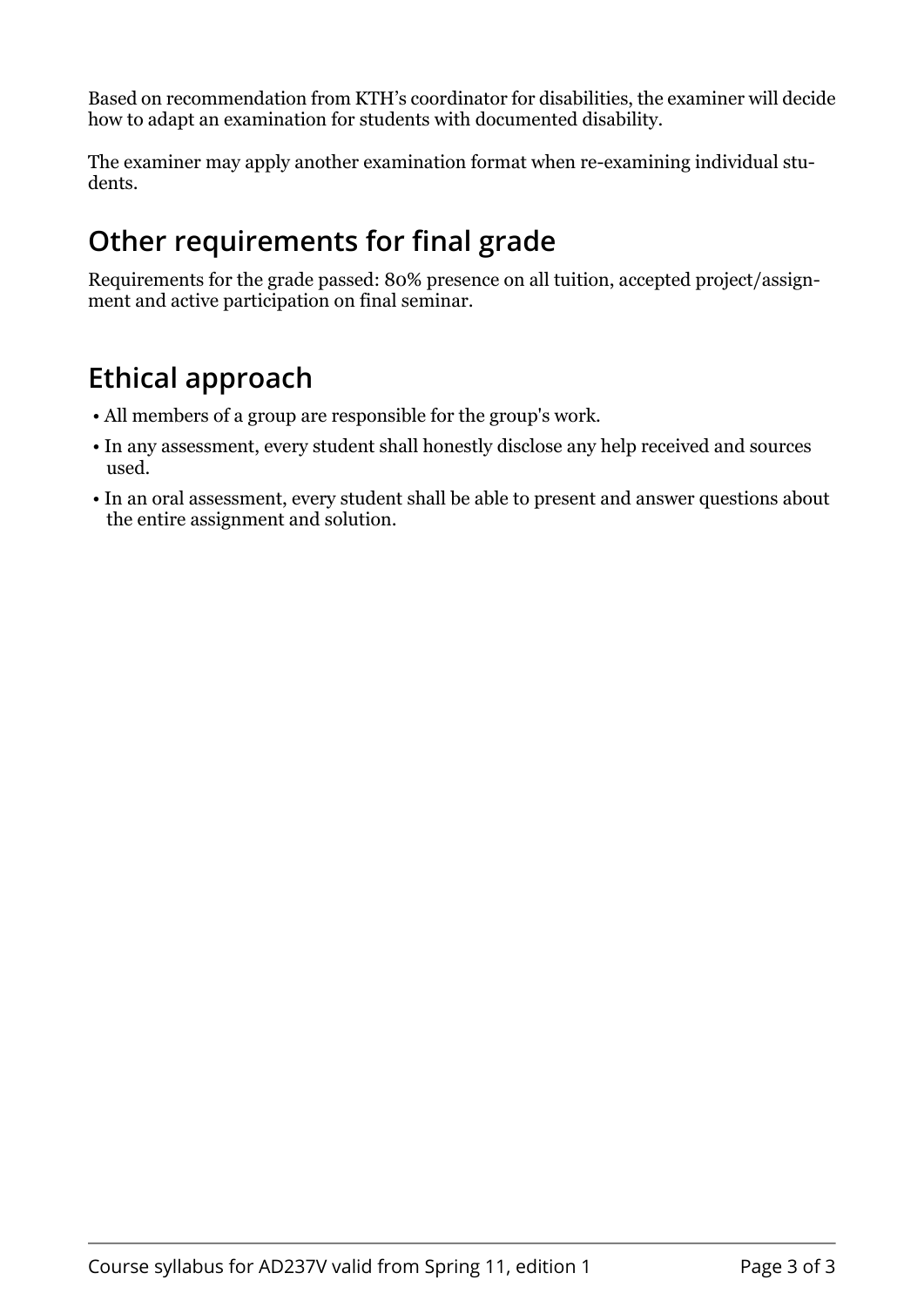Based on recommendation from KTH’s coordinator for disabilities, the examiner will decide how to adapt an examination for students with documented disability.

The examiner may apply another examination format when re-examining individual students.

## Other requirements for final grade

Requirements for the grade passed: 80% presence on all tuition, accepted project/assignment and active participation on final seminar.

## Ethical approach

- All members of a group are responsible for the group's work.
- In any assessment, every student shall honestly disclose any help received and sources used.
- In an oral assessment, every student shall be able to present and answer questions about the entire assignment and solution.